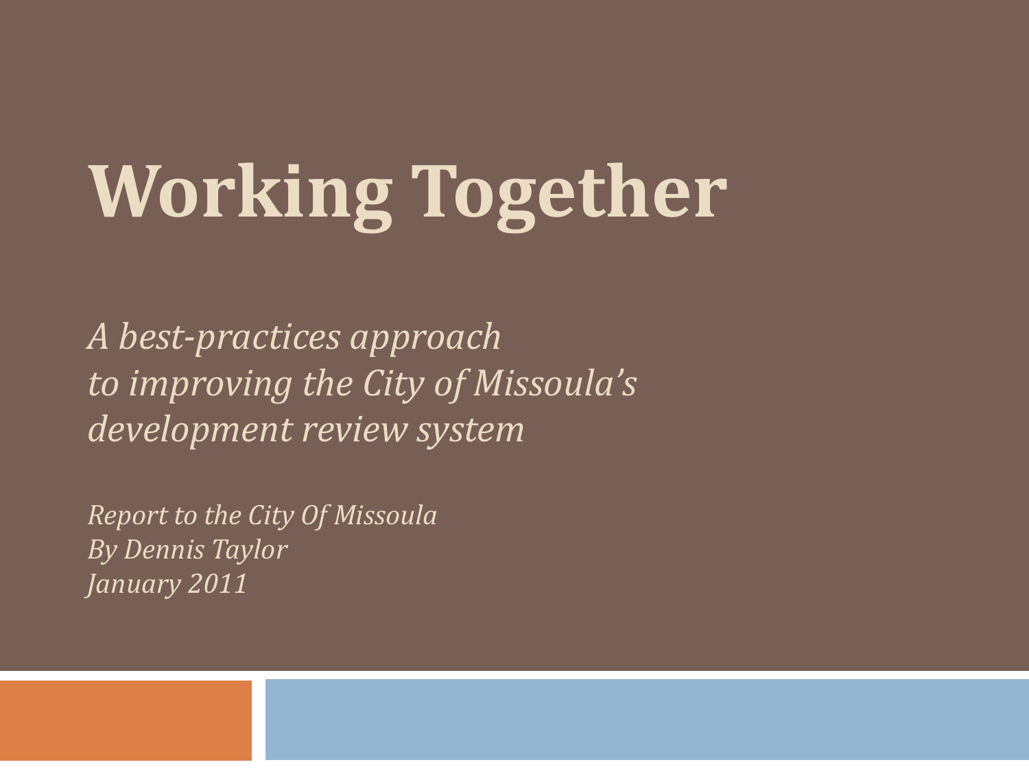# Working Together

*A best-practices approach to improving the City of Missoula's development review system*

*Report to the City Of Missoula*
*By Dennis Taylor*
*January 2011*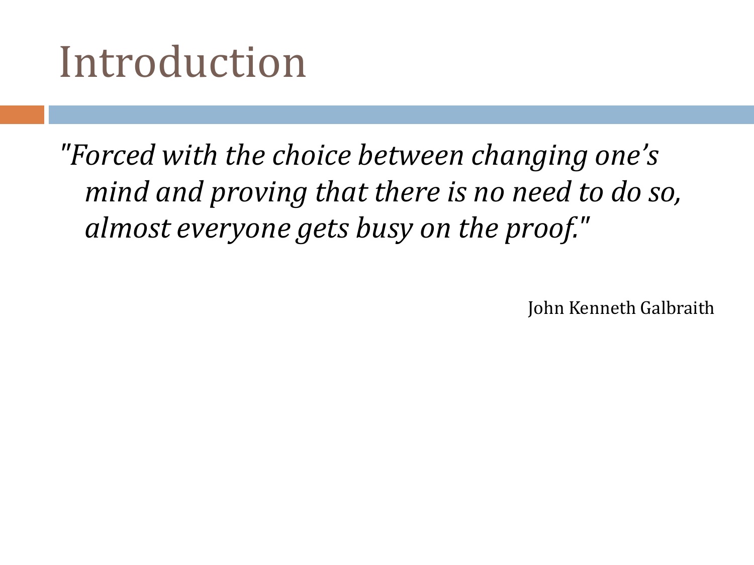# Introduction

*"Forced with the choice between changing one's mind and proving that there is no need to do so, almost everyone gets busy on the proof."*

John Kenneth Galbraith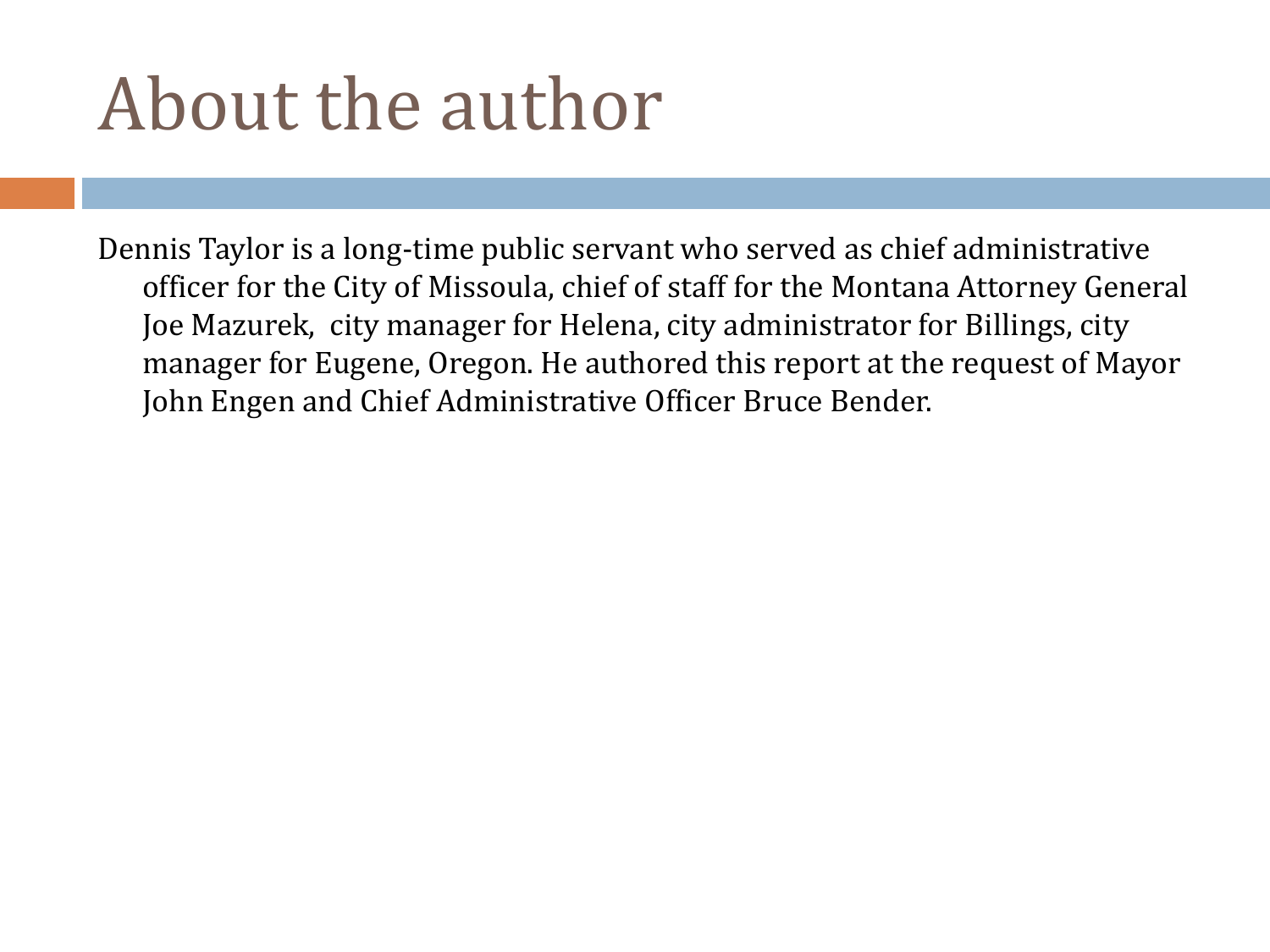# About the author

Dennis Taylor is a long-time public servant who served as chief administrative officer for the City of Missoula, chief of staff for the Montana Attorney General Joe Mazurek, city manager for Helena, city administrator for Billings, city manager for Eugene, Oregon. He authored this report at the request of Mayor John Engen and Chief Administrative Officer Bruce Bender.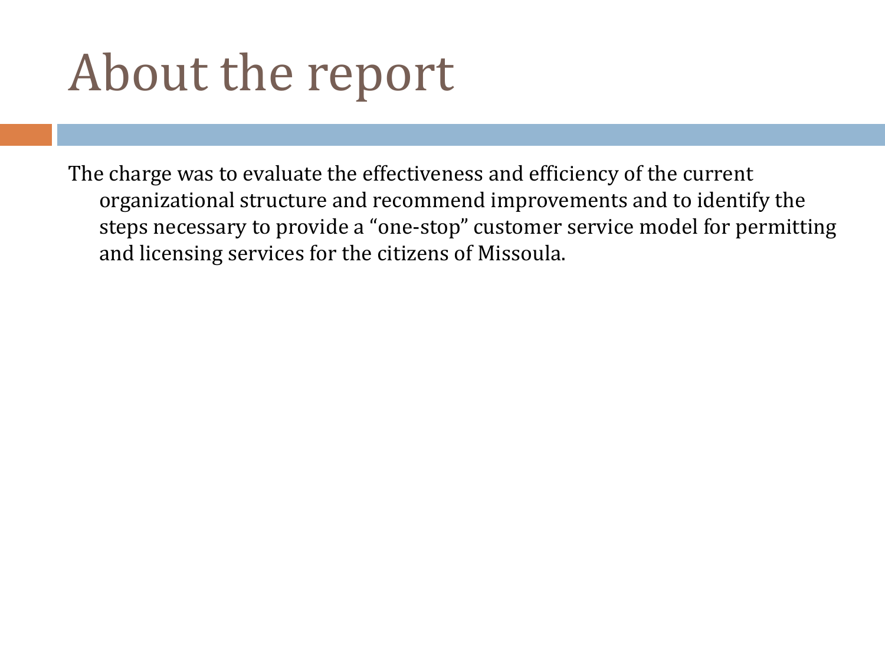# About the report

The charge was to evaluate the effectiveness and efficiency of the current organizational structure and recommend improvements and to identify the steps necessary to provide a "one-stop" customer service model for permitting and licensing services for the citizens of Missoula.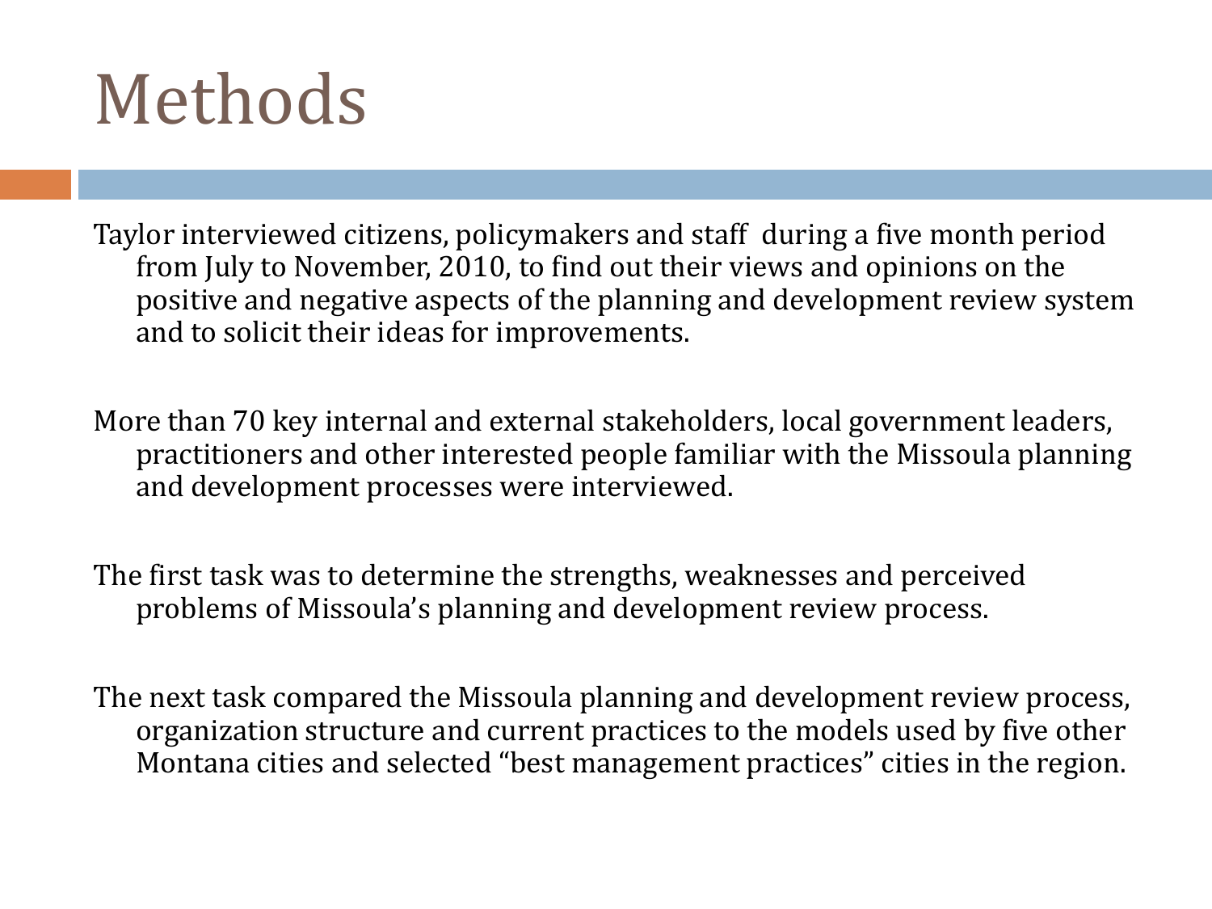# Methods

Taylor interviewed citizens, policymakers and staff during a five month period from July to November, 2010, to find out their views and opinions on the positive and negative aspects of the planning and development review system and to solicit their ideas for improvements.

More than 70 key internal and external stakeholders, local government leaders, practitioners and other interested people familiar with the Missoula planning and development processes were interviewed.

The first task was to determine the strengths, weaknesses and perceived problems of Missoula's planning and development review process.

The next task compared the Missoula planning and development review process, organization structure and current practices to the models used by five other Montana cities and selected "best management practices" cities in the region.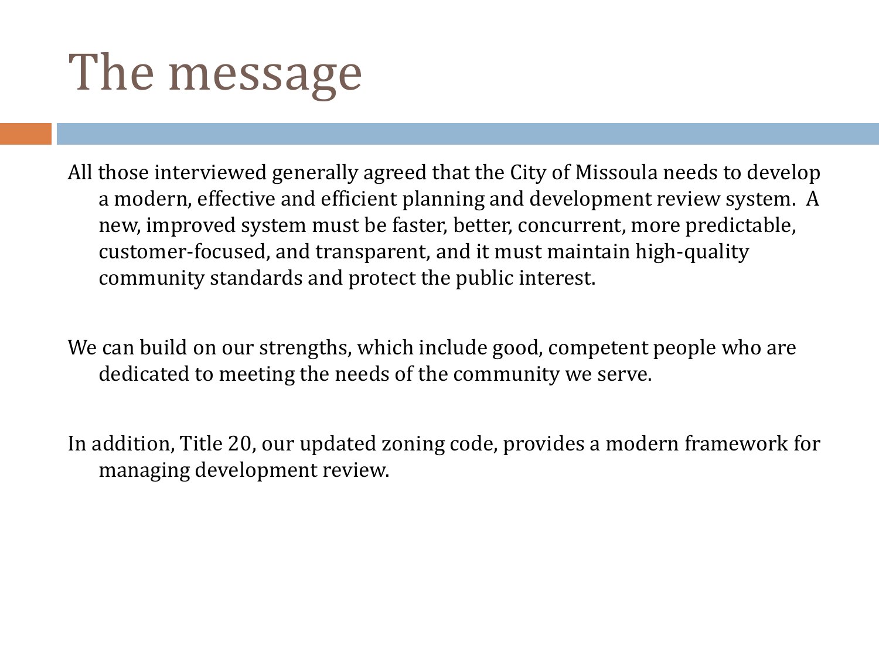# The message

All those interviewed generally agreed that the City of Missoula needs to develop a modern, effective and efficient planning and development review system. A new, improved system must be faster, better, concurrent, more predictable, customer-focused, and transparent, and it must maintain high-quality community standards and protect the public interest.

We can build on our strengths, which include good, competent people who are dedicated to meeting the needs of the community we serve.

In addition, Title 20, our updated zoning code, provides a modern framework for managing development review.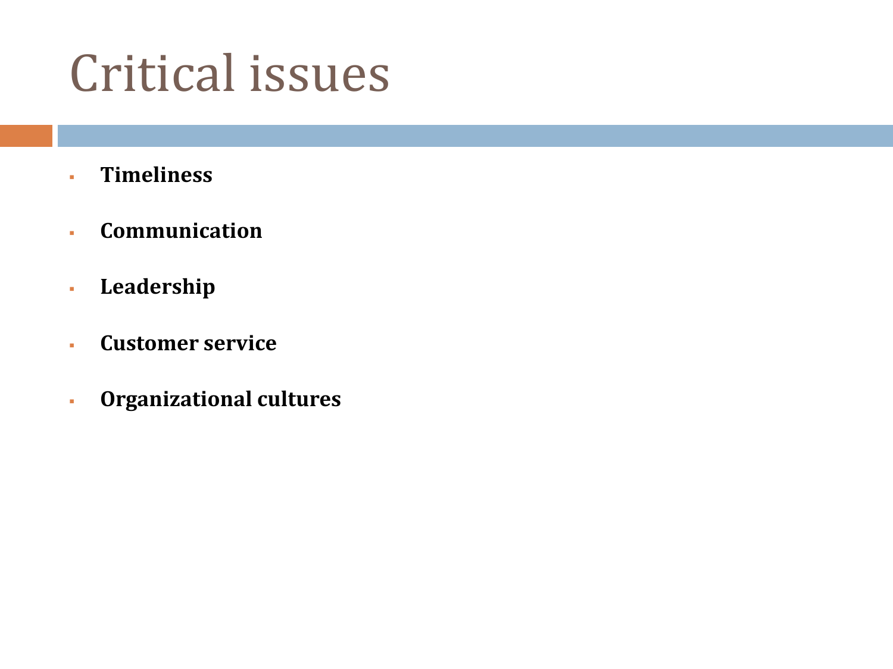# Critical issues

- **Timeliness**
- **Communication**
- **Leadership**
- **Customer service**
- **Organizational cultures**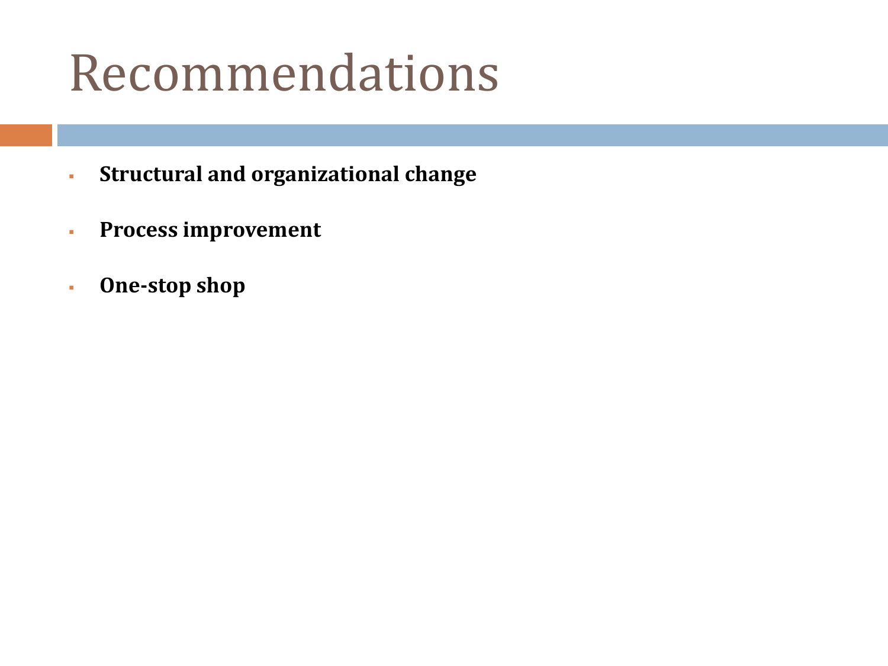# Recommendations

- **Structural and organizational change**
- **Process improvement**
- **One-stop shop**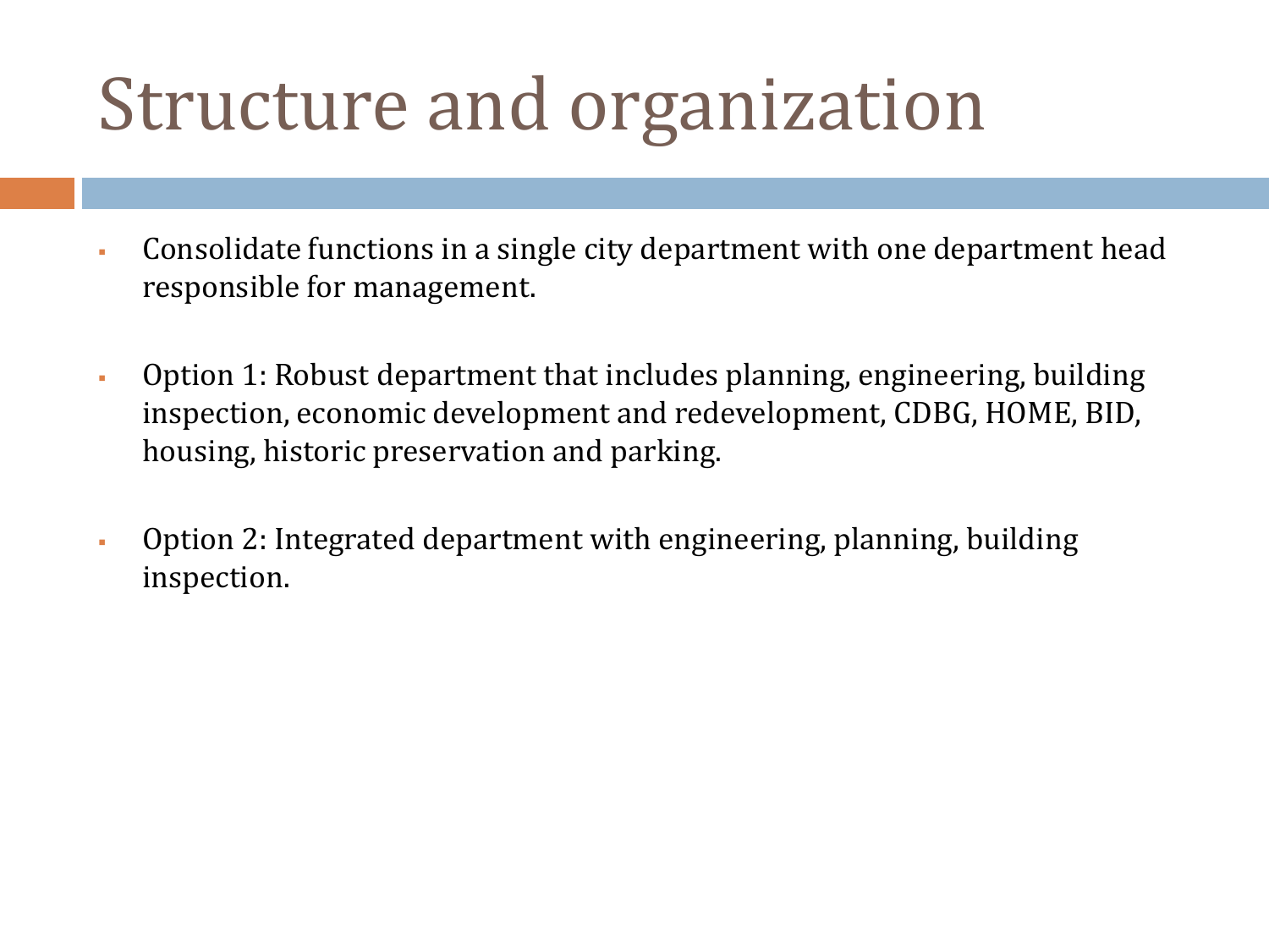# Structure and organization

- Consolidate functions in a single city department with one department head responsible for management.
- Option 1: Robust department that includes planning, engineering, building inspection, economic development and redevelopment, CDBG, HOME, BID, housing, historic preservation and parking.
- Option 2: Integrated department with engineering, planning, building inspection.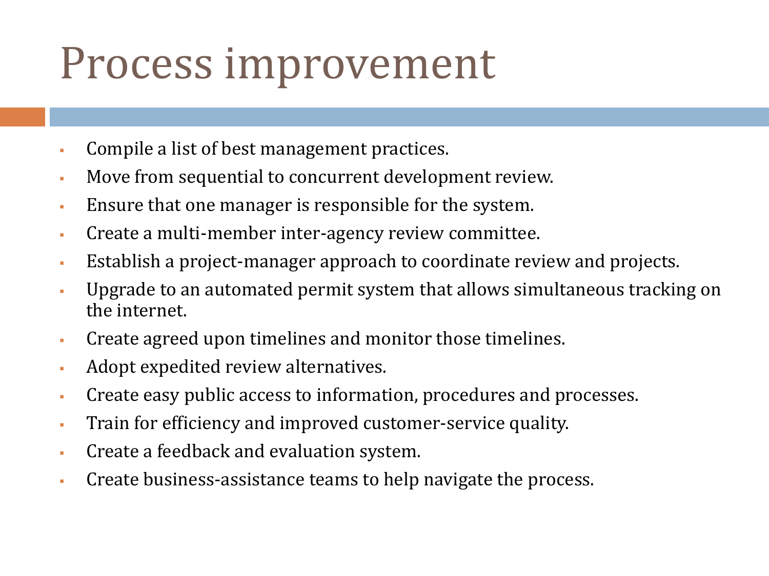# Process improvement

- Compile a list of best management practices.
- Move from sequential to concurrent development review.
- Ensure that one manager is responsible for the system.
- Create a multi-member inter-agency review committee.
- Establish a project-manager approach to coordinate review and projects.
- Upgrade to an automated permit system that allows simultaneous tracking on the internet.
- Create agreed upon timelines and monitor those timelines.
- Adopt expedited review alternatives.
- Create easy public access to information, procedures and processes.
- Train for efficiency and improved customer-service quality.
- Create a feedback and evaluation system.
- Create business-assistance teams to help navigate the process.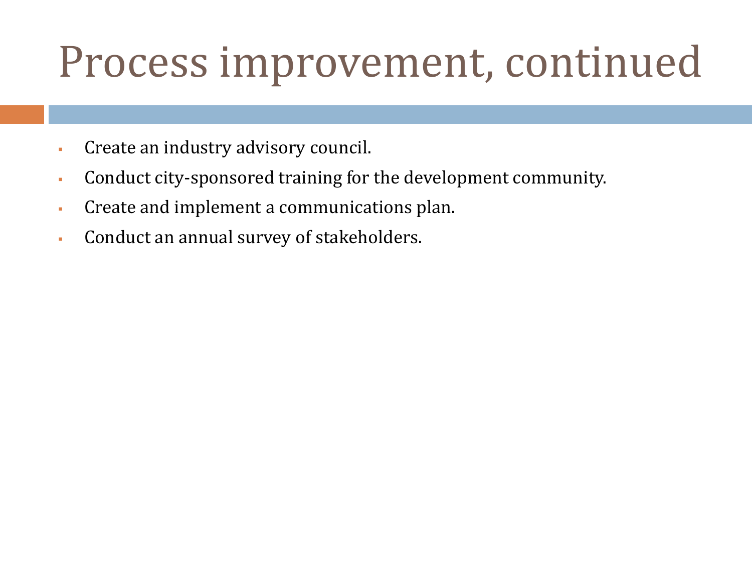# Process improvement, continued

- Create an industry advisory council.
- Conduct city-sponsored training for the development community.
- Create and implement a communications plan.
- Conduct an annual survey of stakeholders.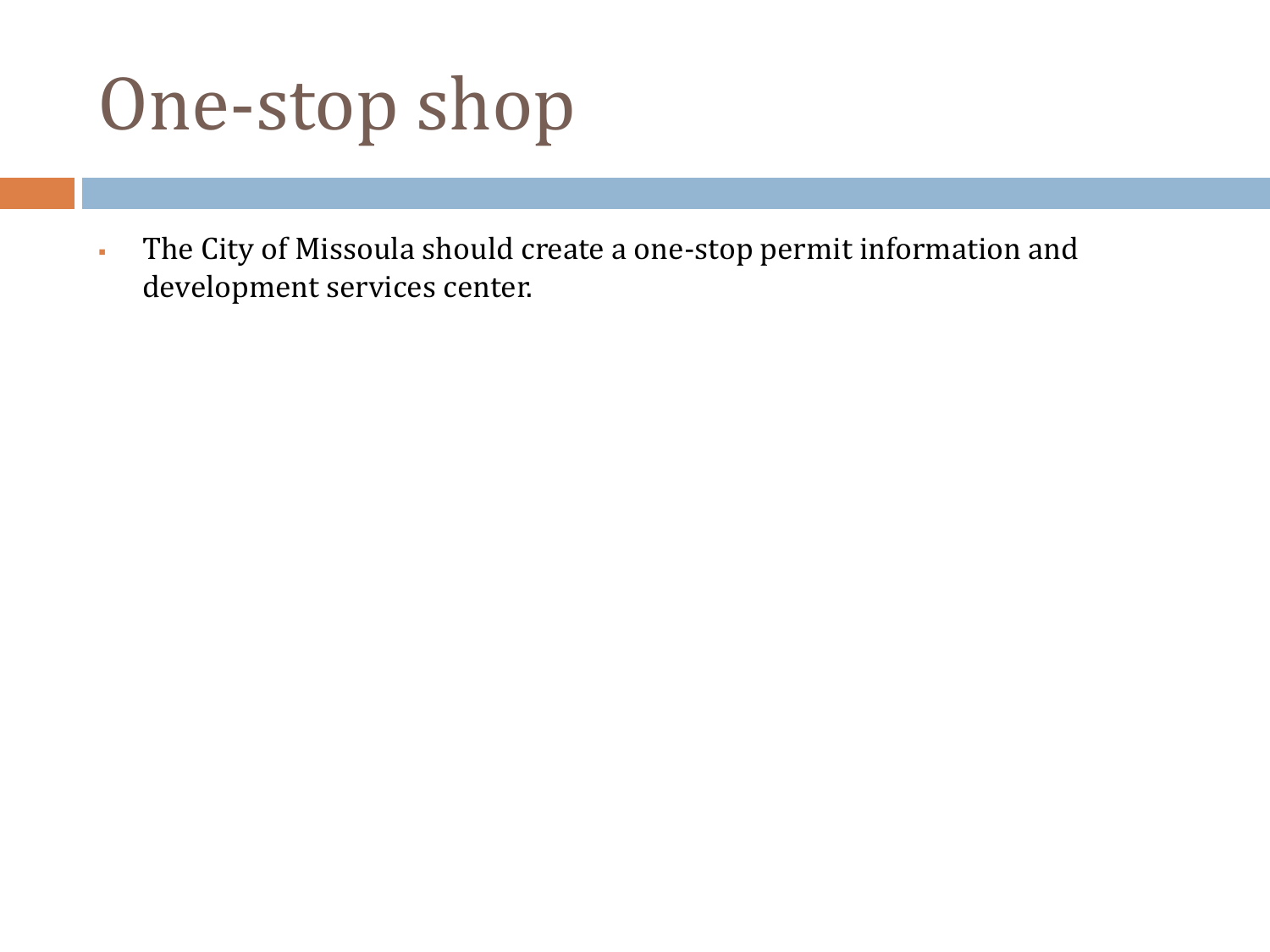# One-stop shop

- The City of Missoula should create a one-stop permit information and development services center.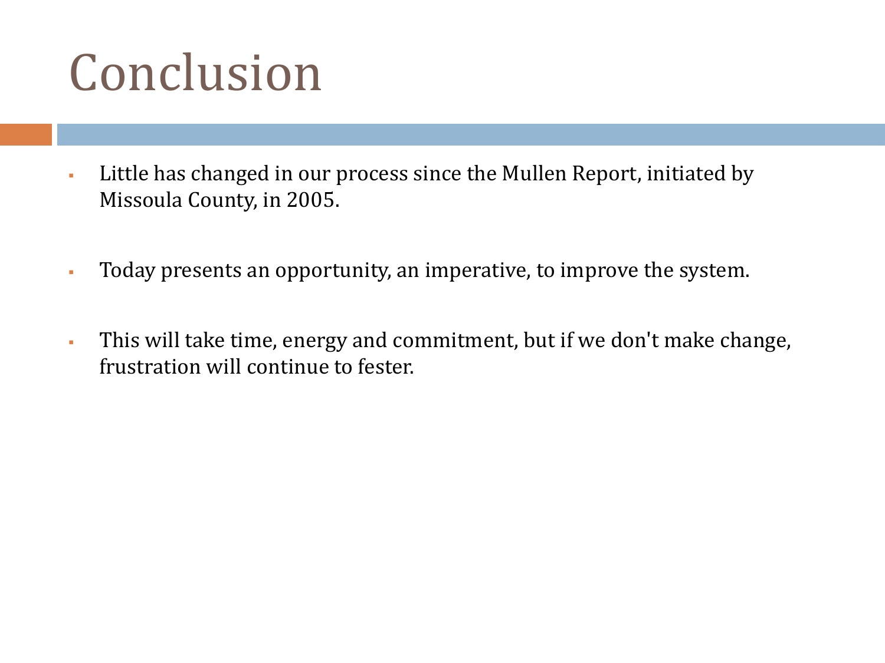# Conclusion

- Little has changed in our process since the Mullen Report, initiated by Missoula County, in 2005.
- Today presents an opportunity, an imperative, to improve the system.
- This will take time, energy and commitment, but if we don't make change, frustration will continue to fester.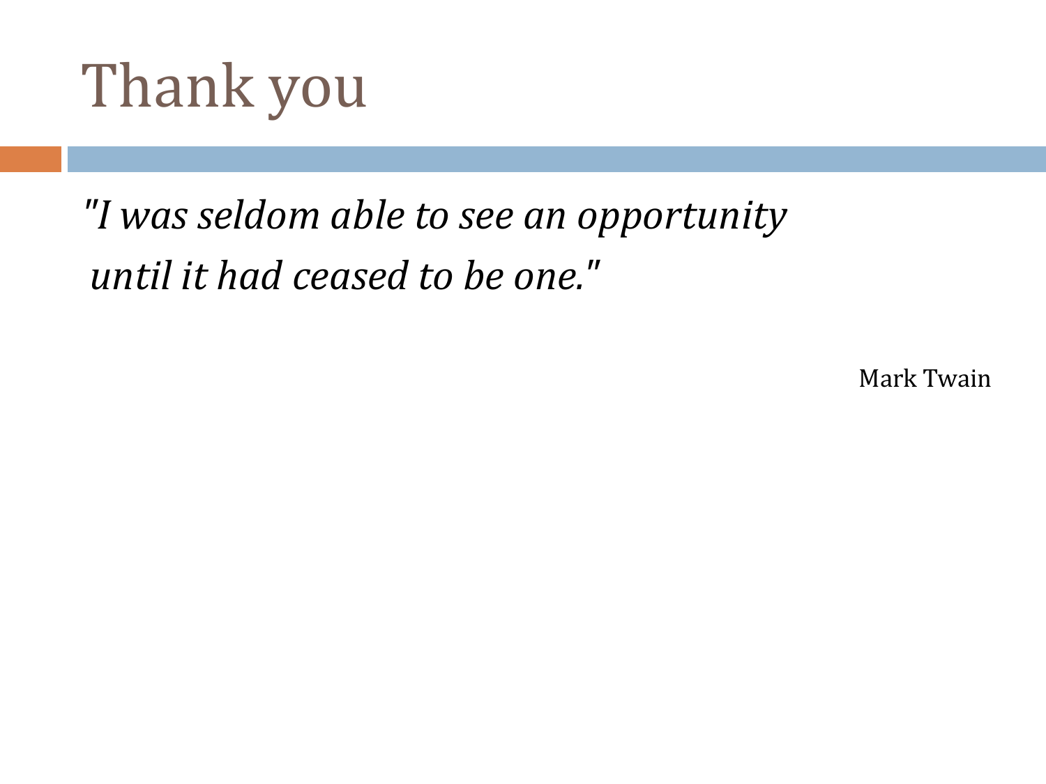# Thank you

*"I was seldom able to see an opportunity until it had ceased to be one."*

Mark Twain